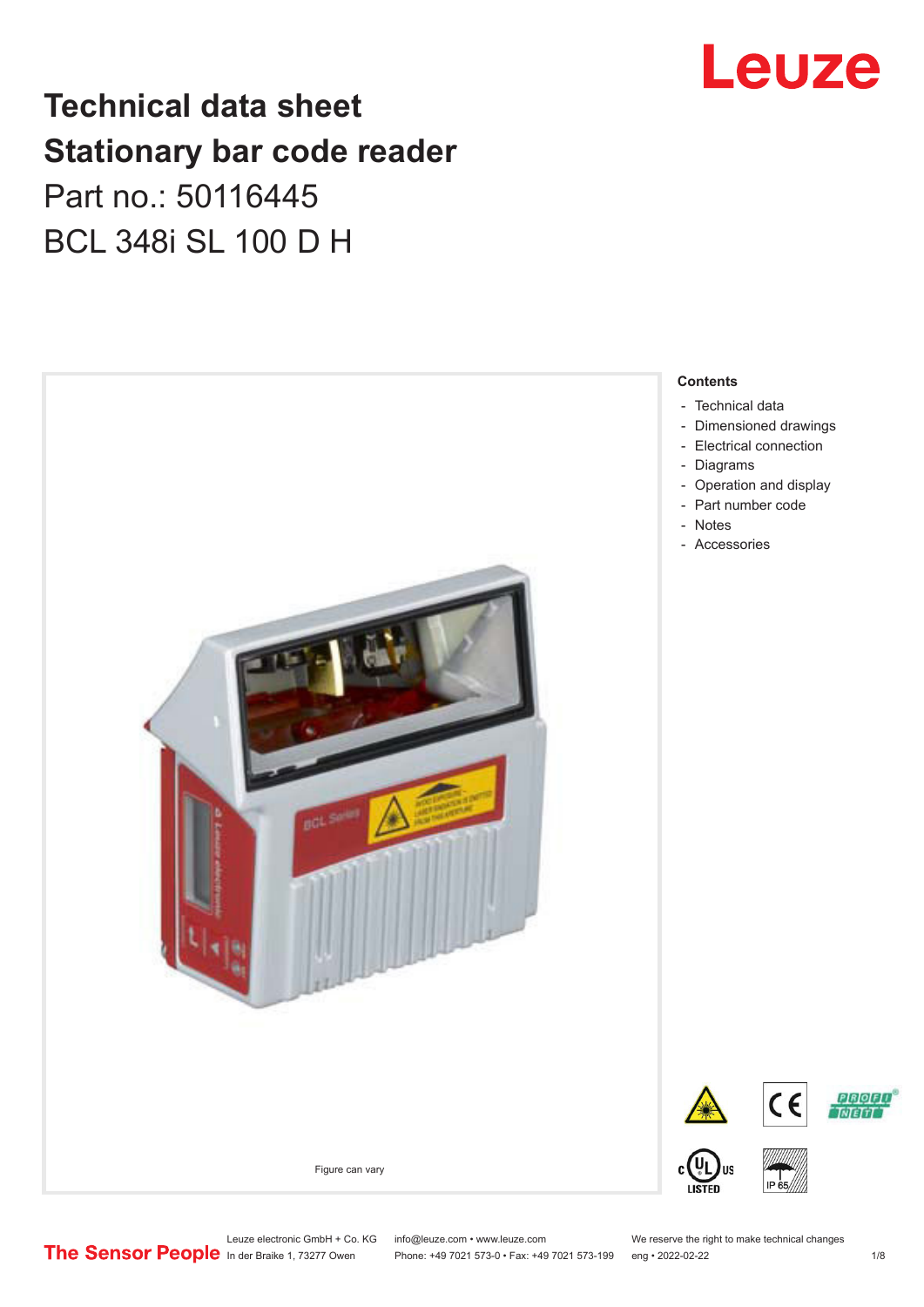# Technical data sheet
# Stationary bar code reader

Part no.: 50116445

BCL 348i SL 100 D H

Figure can vary

**Contents**

- Technical data
- Dimensioned drawings
- Electrical connection
- Diagrams
- Operation and display
- Part number code
- Notes
- Accessories

Leuze electronic GmbH + Co. KG
In der Braike 1, 73277 Owen

info@leuze.com • www.leuze.com
Phone: +49 7021 573-0 • Fax: +49 7021 573-199

We reserve the right to make technical changes
eng • 2022-02-22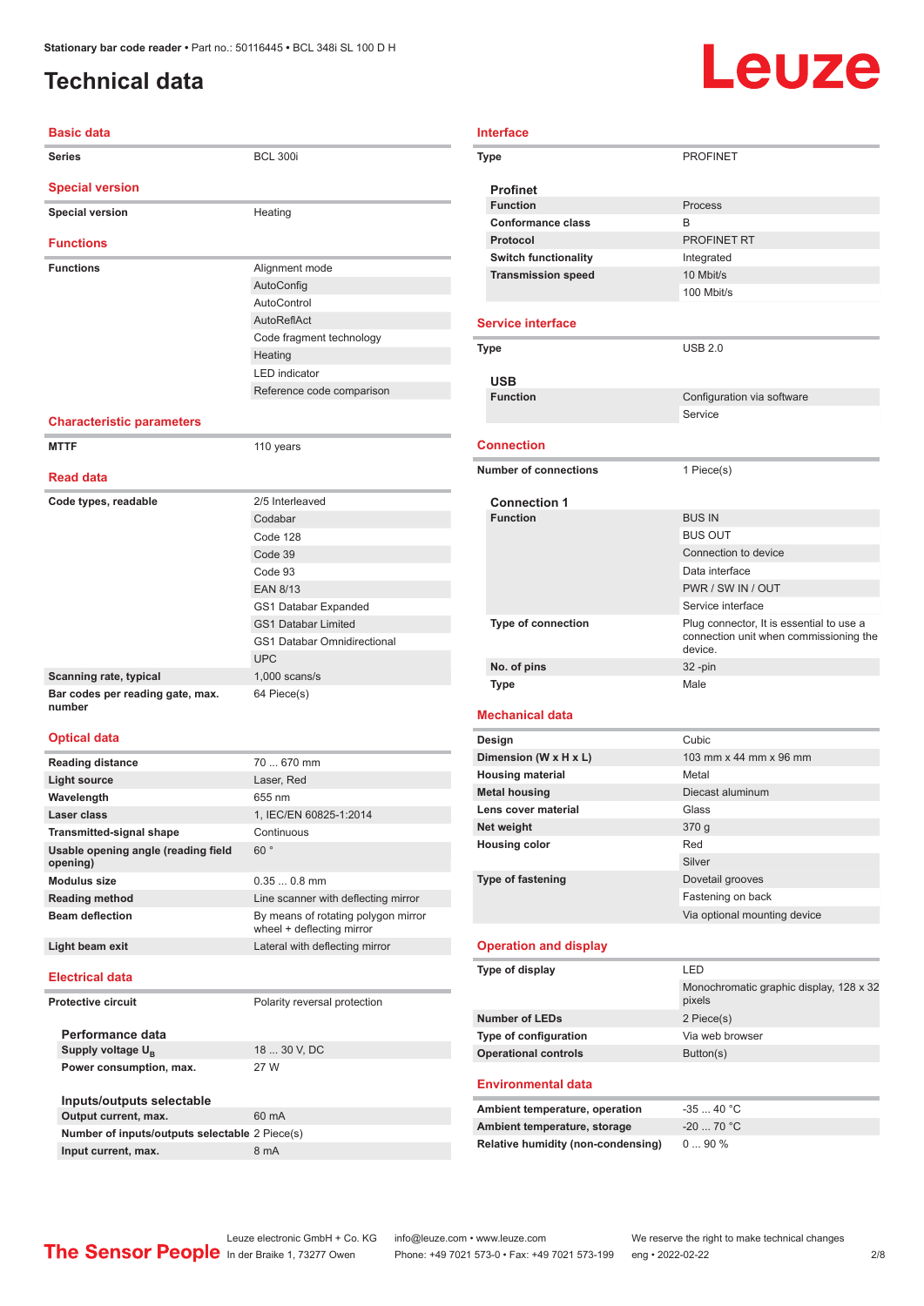# Technical data

## Basic data

| | |
|---|---|
| **Series** | BCL 300i |

## Special version

| | |
|---|---|
| **Special version** | Heating |

## Functions

| | |
|---|---|
| **Functions** | Alignment mode |
| | AutoConfig |
| | AutoControl |
| | AutoReflAct |
| | Code fragment technology |
| | Heating |
| | LED indicator |
| | Reference code comparison |

## Characteristic parameters

| | |
|---|---|
| **MTTF** | 110 years |

## Read data

| | |
|---|---|
| **Code types, readable** | 2/5 Interleaved |
| | Codabar |
| | Code 128 |
| | Code 39 |
| | Code 93 |
| | EAN 8/13 |
| | GS1 Databar Expanded |
| | GS1 Databar Limited |
| | GS1 Databar Omnidirectional |
| | UPC |
| **Scanning rate, typical** | 1,000 scans/s |
| **Bar codes per reading gate, max. number** | 64 Piece(s) |

## Optical data

| | |
|---|---|
| **Reading distance** | 70 ... 670 mm |
| **Light source** | Laser, Red |
| **Wavelength** | 655 nm |
| **Laser class** | 1, IEC/EN 60825-1:2014 |
| **Transmitted-signal shape** | Continuous |
| **Usable opening angle (reading field opening)** | 60 ° |
| **Modulus size** | 0.35 ... 0.8 mm |
| **Reading method** | Line scanner with deflecting mirror |
| **Beam deflection** | By means of rotating polygon mirror wheel + deflecting mirror |
| **Light beam exit** | Lateral with deflecting mirror |

## Electrical data

| | |
|---|---|
| **Protective circuit** | Polarity reversal protection |

### Performance data

| | |
|---|---|
| **Supply voltage $U_B$** | 18 ... 30 V, DC |
| **Power consumption, max.** | 27 W |

### Inputs/outputs selectable

| | |
|---|---|
| **Output current, max.** | 60 mA |
| **Number of inputs/outputs selectable** | 2 Piece(s) |
| **Input current, max.** | 8 mA |

## Interface

| | |
|---|---|
| **Type** | PROFINET |

### Profinet

| | |
|---|---|
| **Function** | Process |
| **Conformance class** | B |
| **Protocol** | PROFINET RT |
| **Switch functionality** | Integrated |
| **Transmission speed** | 10 Mbit/s |
| | 100 Mbit/s |

## Service interface

| | |
|---|---|
| **Type** | USB 2.0 |

### USB

| | |
|---|---|
| **Function** | Configuration via software |
| | Service |

## Connection

| | |
|---|---|
| **Number of connections** | 1 Piece(s) |

### Connection 1

| | |
|---|---|
| **Function** | BUS IN |
| | BUS OUT |
| | Connection to device |
| | Data interface |
| | PWR / SW IN / OUT |
| | Service interface |
| **Type of connection** | Plug connector, It is essential to use a connection unit when commissioning the device. |
| **No. of pins** | 32 -pin |
| **Type** | Male |

## Mechanical data

| | |
|---|---|
| **Design** | Cubic |
| **Dimension (W x H x L)** | 103 mm x 44 mm x 96 mm |
| **Housing material** | Metal |
| **Metal housing** | Diecast aluminum |
| **Lens cover material** | Glass |
| **Net weight** | 370 g |
| **Housing color** | Red |
| | Silver |
| **Type of fastening** | Dovetail grooves |
| | Fastening on back |
| | Via optional mounting device |

## Operation and display

| | |
|---|---|
| **Type of display** | LED |
| | Monochromatic graphic display, 128 x 32 pixels |
| **Number of LEDs** | 2 Piece(s) |
| **Type of configuration** | Via web browser |
| **Operational controls** | Button(s) |

## Environmental data

| | |
|---|---|
| **Ambient temperature, operation** | -35 ... 40 °C |
| **Ambient temperature, storage** | -20 ... 70 °C |
| **Relative humidity (non-condensing)** | 0 ... 90 % |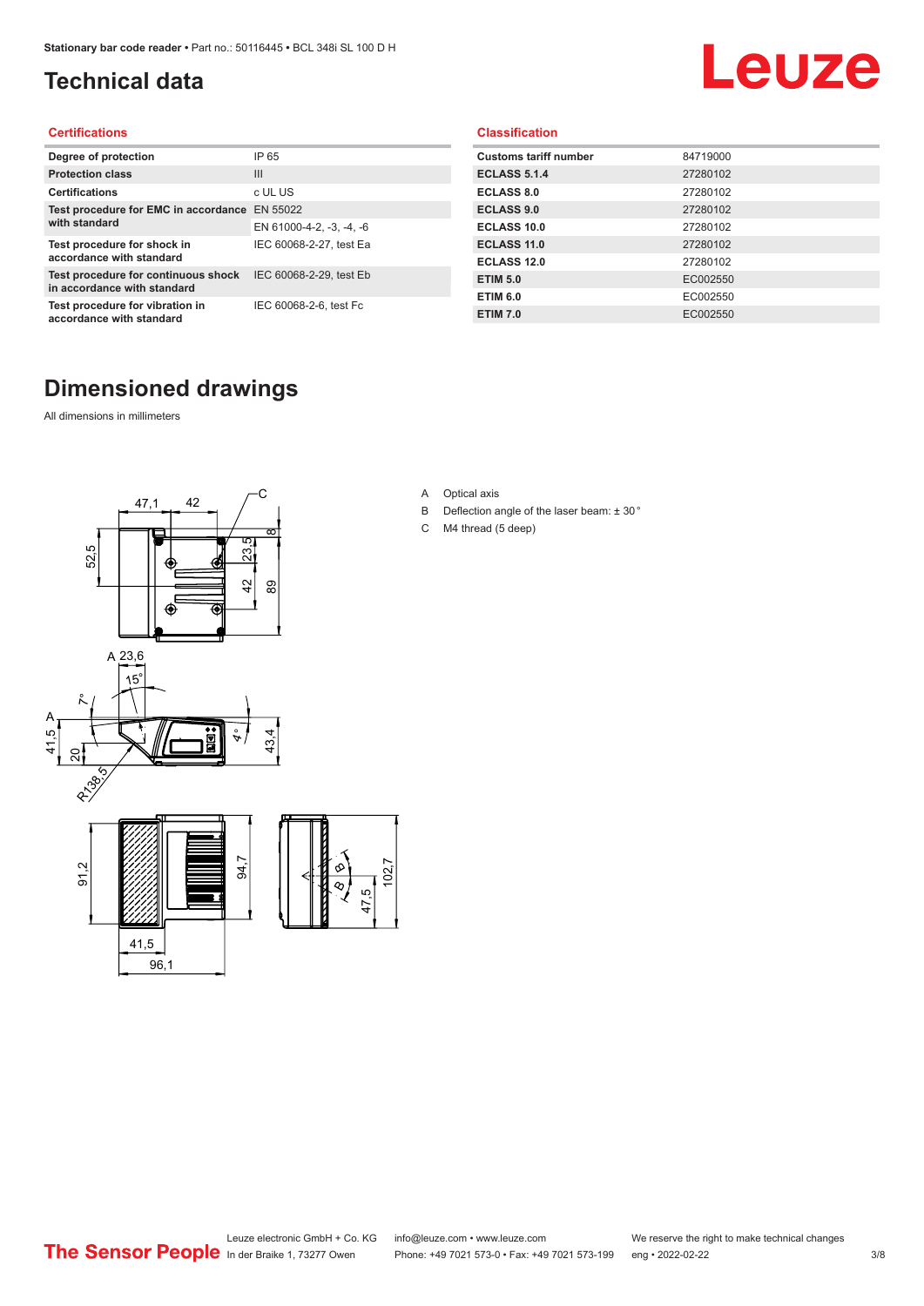# Technical data

## Certifications

| | |
|---|---|
| **Degree of protection** | IP 65 |
| **Protection class** | III |
| **Certifications** | c UL US |
| **Test procedure for EMC in accordance with standard** | EN 55022 |
| | EN 61000-4-2, -3, -4, -6 |
| **Test procedure for shock in accordance with standard** | IEC 60068-2-27, test Ea |
| **Test procedure for continuous shock in accordance with standard** | IEC 60068-2-29, test Eb |
| **Test procedure for vibration in accordance with standard** | IEC 60068-2-6, test Fc |

## Classification

| | |
|---|---|
| **Customs tariff number** | 84719000 |
| **ECLASS 5.1.4** | 27280102 |
| **ECLASS 8.0** | 27280102 |
| **ECLASS 9.0** | 27280102 |
| **ECLASS 10.0** | 27280102 |
| **ECLASS 11.0** | 27280102 |
| **ECLASS 12.0** | 27280102 |
| **ETIM 5.0** | EC002550 |
| **ETIM 6.0** | EC002550 |
| **ETIM 7.0** | EC002550 |

# Dimensioned drawings

All dimensions in millimeters

A Optical axis

B Deflection angle of the laser beam: ± 30 °

C M4 thread (5 deep)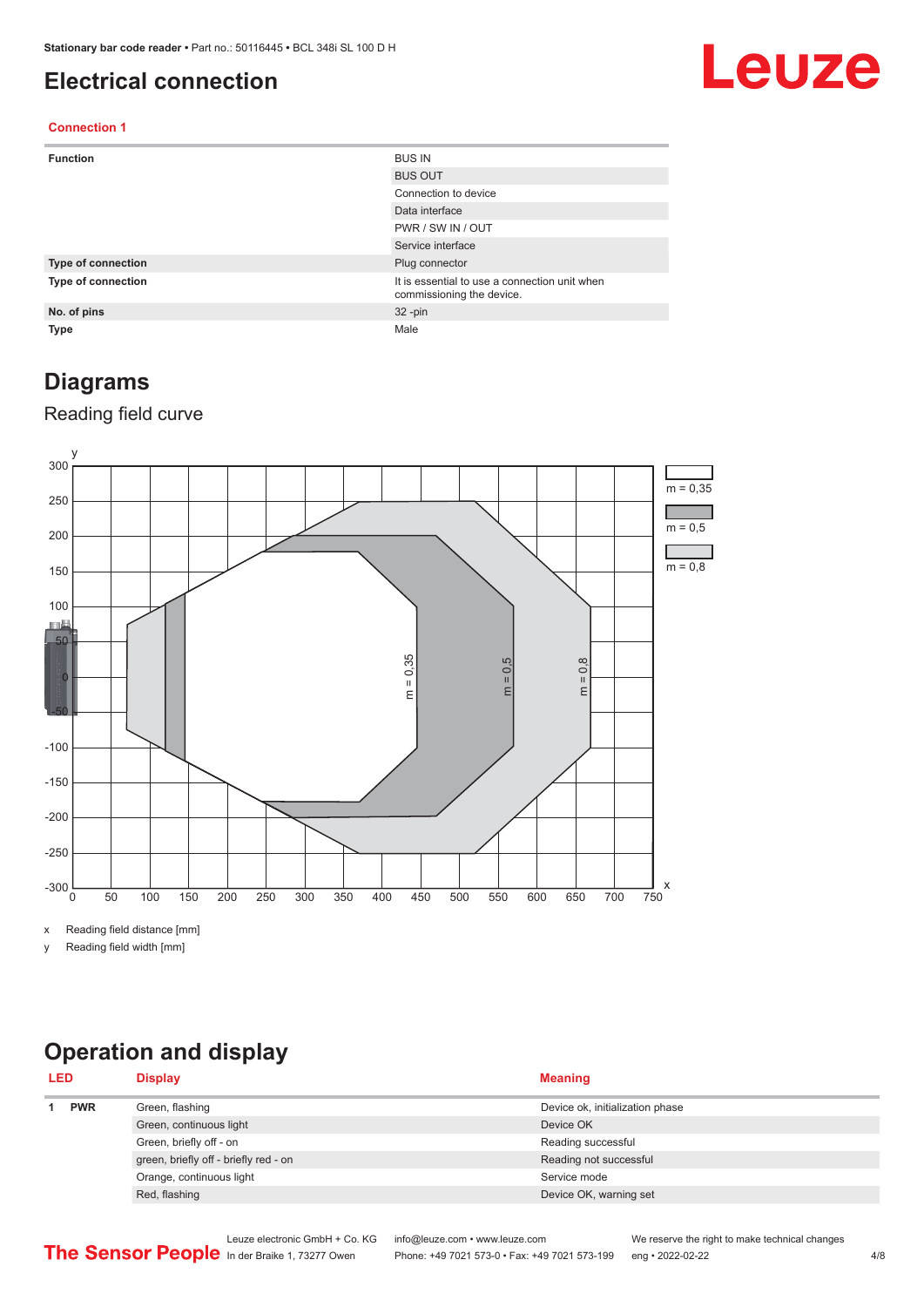# Electrical connection

### Connection 1

| | |
|---|---|
| **Function** | BUS IN |
| | BUS OUT |
| | Connection to device |
| | Data interface |
| | PWR / SW IN / OUT |
| | Service interface |
| **Type of connection** | Plug connector |
| **Type of connection** | It is essential to use a connection unit when commissioning the device. |
| **No. of pins** | 32 -pin |
| **Type** | Male |

# Diagrams

## Reading field curve

x Reading field distance [mm]

y Reading field width [mm]

# Operation and display

| LED | | Display | Meaning |
|---|---|---|---|
| 1 | **PWR** | Green, flashing | Device ok, initialization phase |
| | | Green, continuous light | Device OK |
| | | Green, briefly off - on | Reading successful |
| | | green, briefly off - briefly red - on | Reading not successful |
| | | Orange, continuous light | Service mode |
| | | Red, flashing | Device OK, warning set |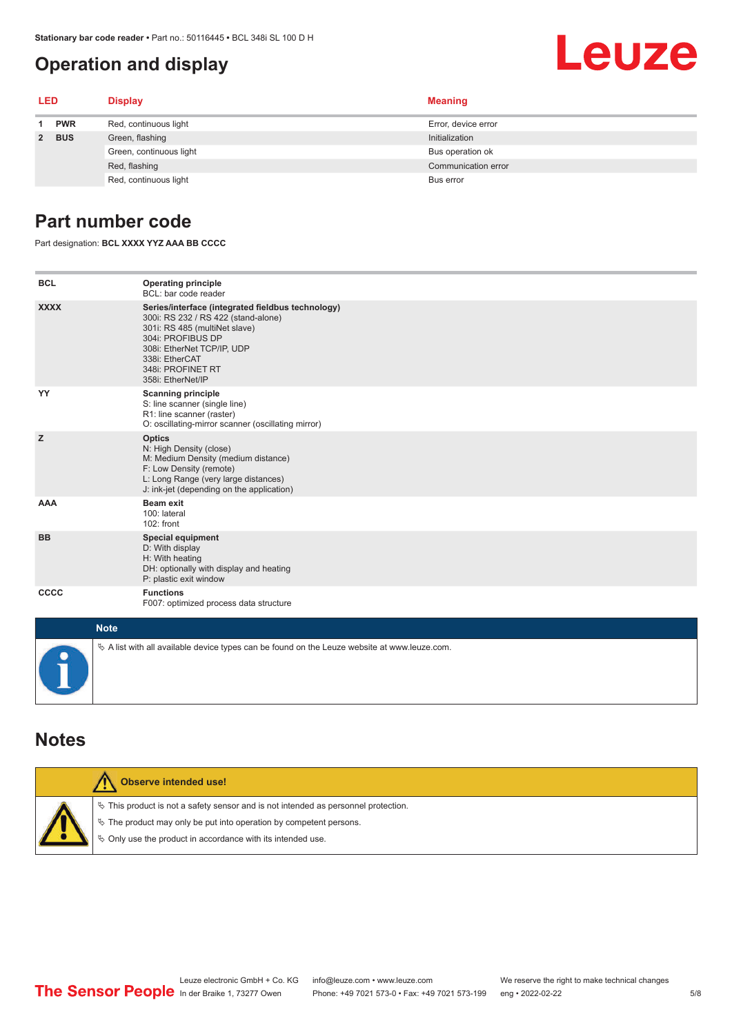## Operation and display

| LED | | Display | Meaning |
|---|---|---|---|
| 1 | PWR | Red, continuous light | Error, device error |
| 2 | BUS | Green, flashing | Initialization |
| | | Green, continuous light | Bus operation ok |
| | | Red, flashing | Communication error |
| | | Red, continuous light | Bus error |

## Part number code

Part designation: **BCL XXXX YYZ AAA BB CCCC**

| | |
|---|---|
| **BCL** | **Operating principle**<br>BCL: bar code reader |
| **XXXX** | **Series/interface (integrated fieldbus technology)**<br>300i: RS 232 / RS 422 (stand-alone)<br>301i: RS 485 (multiNet slave)<br>304i: PROFIBUS DP<br>308i: EtherNet TCP/IP, UDP<br>338i: EtherCAT<br>348i: PROFINET RT<br>358i: EtherNet/IP |
| **YY** | **Scanning principle**<br>S: line scanner (single line)<br>R1: line scanner (raster)<br>O: oscillating-mirror scanner (oscillating mirror) |
| **Z** | **Optics**<br>N: High Density (close)<br>M: Medium Density (medium distance)<br>F: Low Density (remote)<br>L: Long Range (very large distances)<br>J: ink-jet (depending on the application) |
| **AAA** | **Beam exit**<br>100: lateral<br>102: front |
| **BB** | **Special equipment**<br>D: With display<br>H: With heating<br>DH: optionally with display and heating<br>P: plastic exit window |
| **CCCC** | **Functions**<br>F007: optimized process data structure |

**Note**

- A list with all available device types can be found on the Leuze website at www.leuze.com.

## Notes

**Observe intended use!**

- This product is not a safety sensor and is not intended as personnel protection.
- The product may only be put into operation by competent persons.
- Only use the product in accordance with its intended use.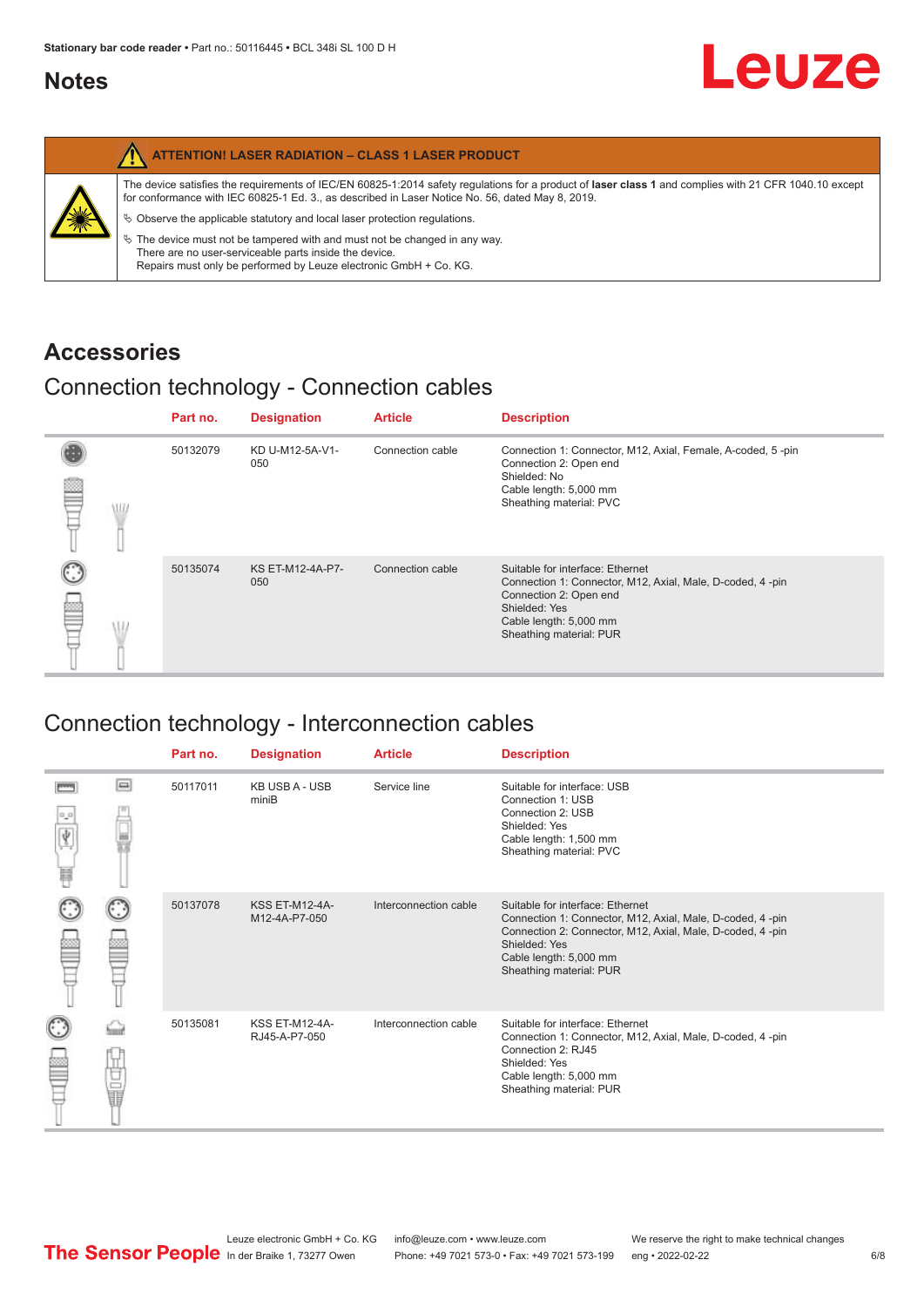## Notes

**ATTENTION! LASER RADIATION – CLASS 1 LASER PRODUCT**

The device satisfies the requirements of IEC/EN 60825-1:2014 safety regulations for a product of **laser class 1** and complies with 21 CFR 1040.10 except for conformance with IEC 60825-1 Ed. 3., as described in Laser Notice No. 56, dated May 8, 2019.

- Observe the applicable statutory and local laser protection regulations.
- The device must not be tampered with and must not be changed in any way. There are no user-serviceable parts inside the device. Repairs must only be performed by Leuze electronic GmbH + Co. KG.

# Accessories

## Connection technology - Connection cables

| Part no. | Designation | Article | Description |
|---|---|---|---|
| 50132079 | KD U-M12-5A-V1-050 | Connection cable | Connection 1: Connector, M12, Axial, Female, A-coded, 5 -pin<br>Connection 2: Open end<br>Shielded: No<br>Cable length: 5,000 mm<br>Sheathing material: PVC |
| 50135074 | KS ET-M12-4A-P7-050 | Connection cable | Suitable for interface: Ethernet<br>Connection 1: Connector, M12, Axial, Male, D-coded, 4 -pin<br>Connection 2: Open end<br>Shielded: Yes<br>Cable length: 5,000 mm<br>Sheathing material: PUR |

## Connection technology - Interconnection cables

| Part no. | Designation | Article | Description |
|---|---|---|---|
| 50117011 | KB USB A - USB miniB | Service line | Suitable for interface: USB<br>Connection 1: USB<br>Connection 2: USB<br>Shielded: Yes<br>Cable length: 1,500 mm<br>Sheathing material: PVC |
| 50137078 | KSS ET-M12-4A-M12-4A-P7-050 | Interconnection cable | Suitable for interface: Ethernet<br>Connection 1: Connector, M12, Axial, Male, D-coded, 4 -pin<br>Connection 2: Connector, M12, Axial, Male, D-coded, 4 -pin<br>Shielded: Yes<br>Cable length: 5,000 mm<br>Sheathing material: PUR |
| 50135081 | KSS ET-M12-4A-RJ45-A-P7-050 | Interconnection cable | Suitable for interface: Ethernet<br>Connection 1: Connector, M12, Axial, Male, D-coded, 4 -pin<br>Connection 2: RJ45<br>Shielded: Yes<br>Cable length: 5,000 mm<br>Sheathing material: PUR |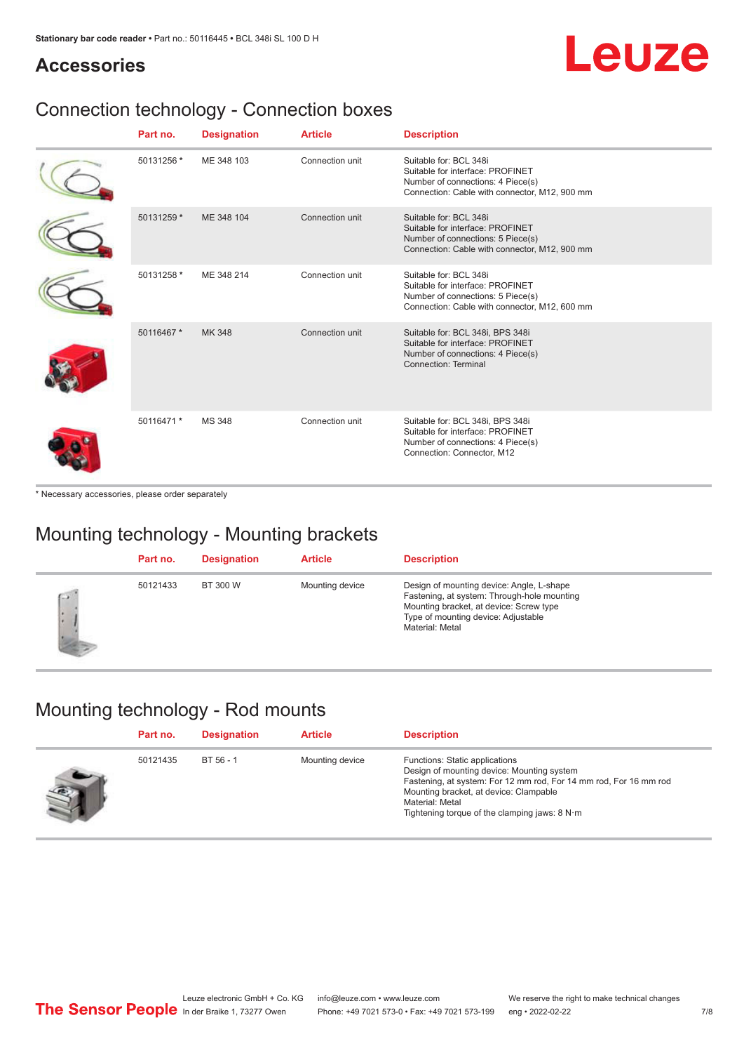## Accessories

### Connection technology - Connection boxes

| | Part no. | Designation | Article | Description |
|---|---|---|---|---|
| | 50131256 * | ME 348 103 | Connection unit | Suitable for: BCL 348i<br>Suitable for interface: PROFINET<br>Number of connections: 4 Piece(s)<br>Connection: Cable with connector, M12, 900 mm |
| | 50131259 * | ME 348 104 | Connection unit | Suitable for: BCL 348i<br>Suitable for interface: PROFINET<br>Number of connections: 5 Piece(s)<br>Connection: Cable with connector, M12, 900 mm |
| | 50131258 * | ME 348 214 | Connection unit | Suitable for: BCL 348i<br>Suitable for interface: PROFINET<br>Number of connections: 5 Piece(s)<br>Connection: Cable with connector, M12, 600 mm |
| | 50116467 * | MK 348 | Connection unit | Suitable for: BCL 348i, BPS 348i<br>Suitable for interface: PROFINET<br>Number of connections: 4 Piece(s)<br>Connection: Terminal |
| | 50116471 * | MS 348 | Connection unit | Suitable for: BCL 348i, BPS 348i<br>Suitable for interface: PROFINET<br>Number of connections: 4 Piece(s)<br>Connection: Connector, M12 |

* Necessary accessories, please order separately

### Mounting technology - Mounting brackets

| | Part no. | Designation | Article | Description |
|---|---|---|---|---|
| | 50121433 | BT 300 W | Mounting device | Design of mounting device: Angle, L-shape<br>Fastening, at system: Through-hole mounting<br>Mounting bracket, at device: Screw type<br>Type of mounting device: Adjustable<br>Material: Metal |

### Mounting technology - Rod mounts

| | Part no. | Designation | Article | Description |
|---|---|---|---|---|
| | 50121435 | BT 56 - 1 | Mounting device | Functions: Static applications<br>Design of mounting device: Mounting system<br>Fastening, at system: For 12 mm rod, For 14 mm rod, For 16 mm rod<br>Mounting bracket, at device: Clampable<br>Material: Metal<br>Tightening torque of the clamping jaws: 8 N·m |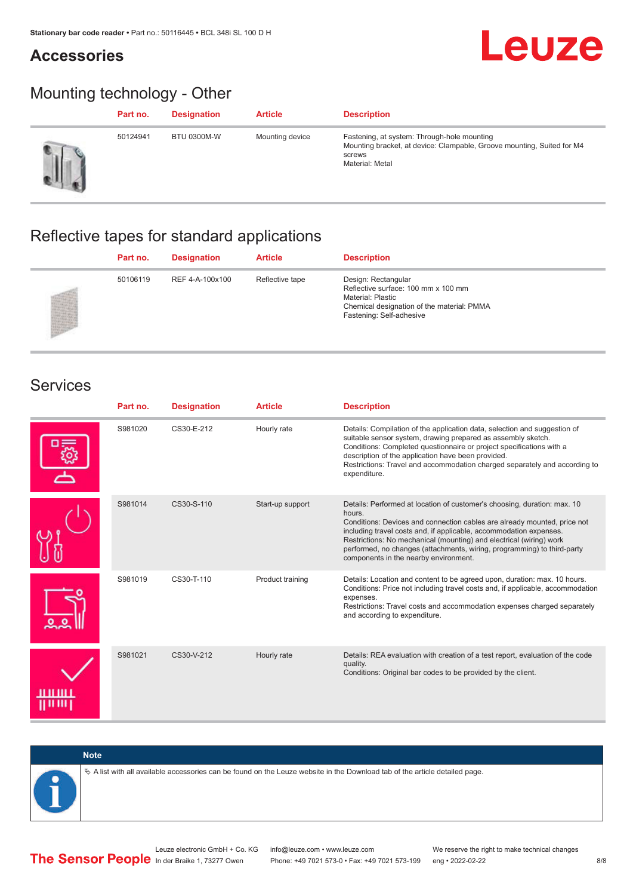## Accessories

### Mounting technology - Other

| Part no. | Designation | Article | Description |
| --- | --- | --- | --- |
| 50124941 | BTU 0300M-W | Mounting device | Fastening, at system: Through-hole mounting<br>Mounting bracket, at device: Clampable, Groove mounting, Suited for M4 screws<br>Material: Metal |

### Reflective tapes for standard applications

| Part no. | Designation | Article | Description |
| --- | --- | --- | --- |
| 50106119 | REF 4-A-100x100 | Reflective tape | Design: Rectangular<br>Reflective surface: 100 mm x 100 mm<br>Material: Plastic<br>Chemical designation of the material: PMMA<br>Fastening: Self-adhesive |

### Services

| Part no. | Designation | Article | Description |
| --- | --- | --- | --- |
| S981020 | CS30-E-212 | Hourly rate | Details: Compilation of the application data, selection and suggestion of suitable sensor system, drawing prepared as assembly sketch.<br>Conditions: Completed questionnaire or project specifications with a description of the application have been provided.<br>Restrictions: Travel and accommodation charged separately and according to expenditure. |
| S981014 | CS30-S-110 | Start-up support | Details: Performed at location of customer's choosing, duration: max. 10 hours.<br>Conditions: Devices and connection cables are already mounted, price not including travel costs and, if applicable, accommodation expenses.<br>Restrictions: No mechanical (mounting) and electrical (wiring) work performed, no changes (attachments, wiring, programming) to third-party components in the nearby environment. |
| S981019 | CS30-T-110 | Product training | Details: Location and content to be agreed upon, duration: max. 10 hours.<br>Conditions: Price not including travel costs and, if applicable, accommodation expenses.<br>Restrictions: Travel costs and accommodation expenses charged separately and according to expenditure. |
| S981021 | CS30-V-212 | Hourly rate | Details: REA evaluation with creation of a test report, evaluation of the code quality.<br>Conditions: Original bar codes to be provided by the client. |

**Note**

A list with all available accessories can be found on the Leuze website in the Download tab of the article detailed page.